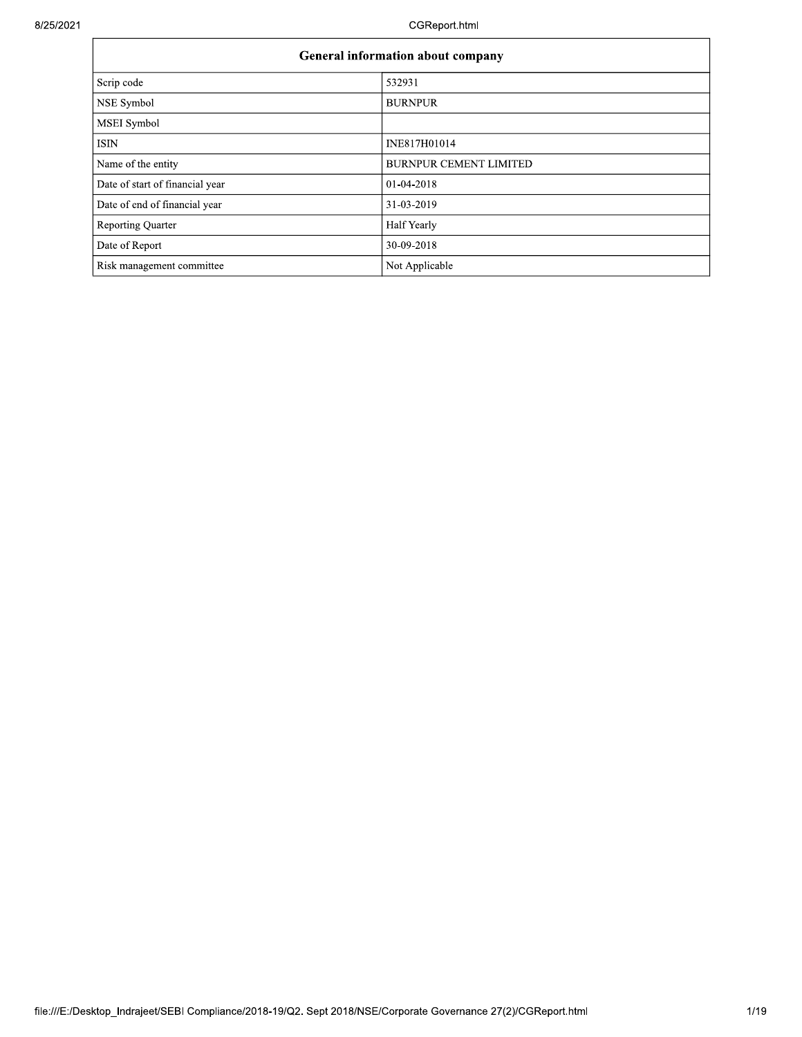| General information about company | |
|---|---|
| Scrip code | 532931 |
| NSE Symbol | BURNPUR |
| MSEI Symbol | |
| ISIN | INE817H01014 |
| Name of the entity | BURNPUR CEMENT LIMITED |
| Date of start of financial year | 01-04-2018 |
| Date of end of financial year | 31-03-2019 |
| Reporting Quarter | Half Yearly |
| Date of Report | 30-09-2018 |
| Risk management committee | Not Applicable |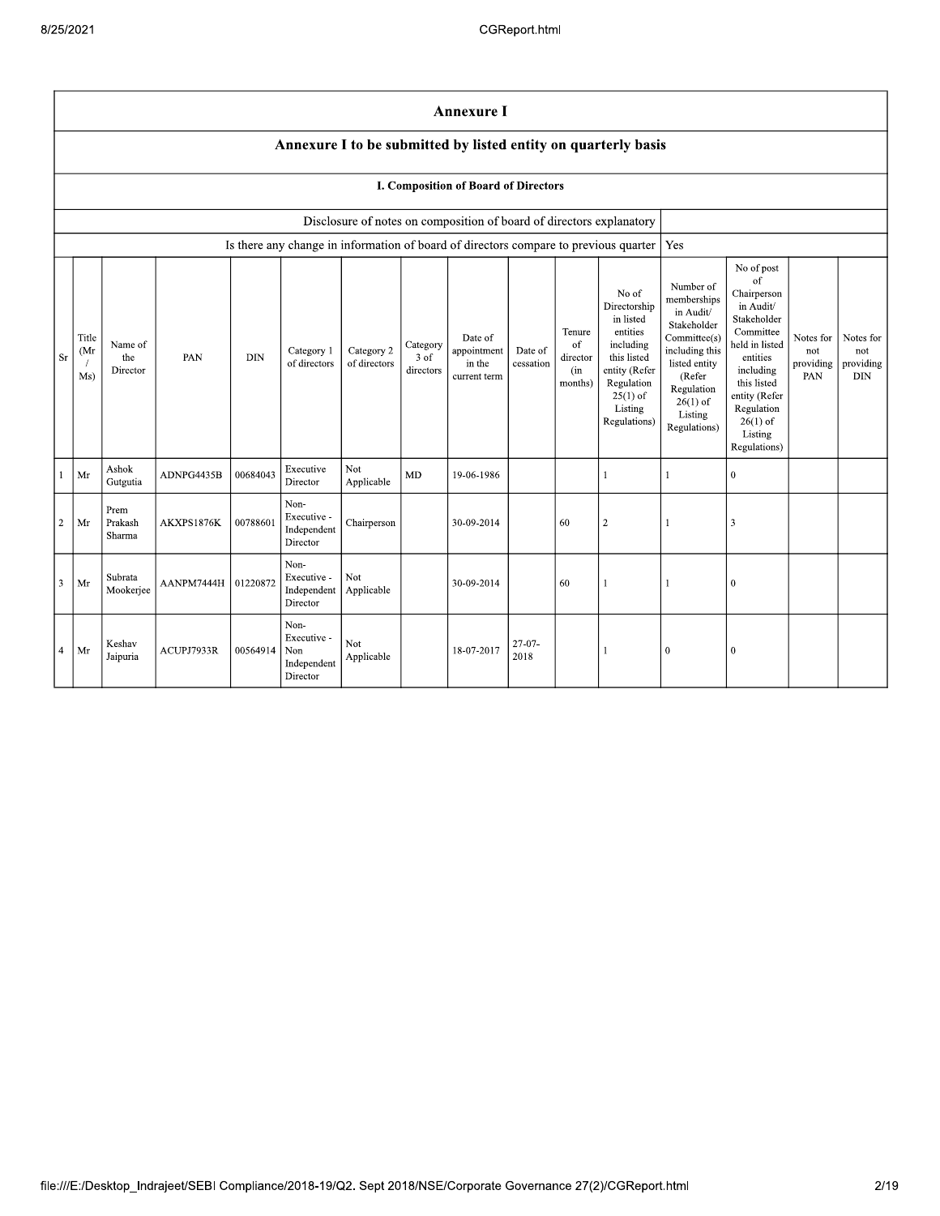## Annexure I

### Annexure I to be submitted by listed entity on quarterly basis

#### I. Composition of Board of Directors

| Disclosure of notes on composition of board of directors explanatory | |
|---|---|
| Is there any change in information of board of directors compare to previous quarter | Yes |

| Sr | Title (Mr / Ms) | Name of the Director | PAN | DIN | Category 1 of directors | Category 2 of directors | Category 3 of directors | Date of appointment in the current term | Date of cessation | Tenure of director (in months) | No of Directorship in listed entities including this listed entity (Refer Regulation 25(1) of Listing Regulations) | Number of memberships in Audit/ Stakeholder Committee(s) including this listed entity (Refer Regulation 26(1) of Listing Regulations) | No of post of Chairperson in Audit/ Stakeholder Committee held in listed entities including this listed entity (Refer Regulation 26(1) of Listing Regulations) | Notes for not providing PAN | Notes for not providing DIN |
|---|---|---|---|---|---|---|---|---|---|---|---|---|---|---|---|
| 1 | Mr | Ashok Gutgutia | ADNPG4435B | 00684043 | Executive Director | Not Applicable | MD | 19-06-1986 | | | 1 | 1 | 0 | | |
| 2 | Mr | Prem Prakash Sharma | AKXPS1876K | 00788601 | Non-Executive - Independent Director | Chairperson | | 30-09-2014 | | 60 | 2 | 1 | 3 | | |
| 3 | Mr | Subrata Mookerjee | AANPM7444H | 01220872 | Non-Executive - Independent Director | Not Applicable | | 30-09-2014 | | 60 | 1 | 1 | 0 | | |
| 4 | Mr | Keshav Jaipuria | ACUPJ7933R | 00564914 | Non-Executive - Non Independent Director | Not Applicable | | 18-07-2017 | 27-07-2018 | | 1 | 0 | 0 | | |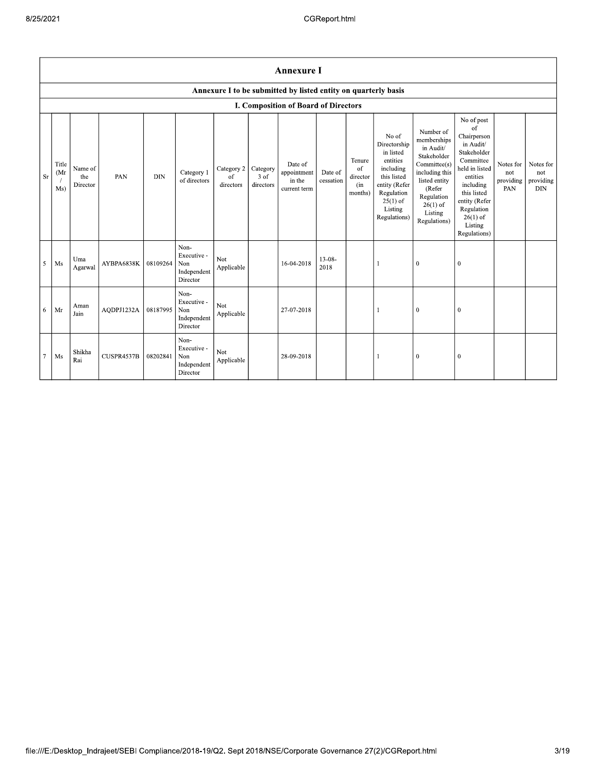## Annexure I

### Annexure I to be submitted by listed entity on quarterly basis

### I. Composition of Board of Directors

| Sr | Title (Mr / Ms) | Name of the Director | PAN | DIN | Category 1 of directors | Category 2 of directors | Category 3 of directors | Date of appointment in the current term | Date of cessation | Tenure of director (in months) | No of Directorship in listed entities including this listed entity (Refer Regulation 25(1) of Listing Regulations) | Number of memberships in Audit/ Stakeholder Committee(s) including this listed entity (Refer Regulation 26(1) of Listing Regulations) | No of post of Chairperson in Audit/ Stakeholder Committee held in listed entities including this listed entity (Refer Regulation 26(1) of Listing Regulations) | Notes for not providing PAN | Notes for not providing DIN |
|---|---|---|---|---|---|---|---|---|---|---|---|---|---|---|---|
| 5 | Ms | Uma Agarwal | AYBPA6838K | 08109264 | Non-Executive - Non Independent Director | Not Applicable | | 16-04-2018 | 13-08-2018 | | 1 | 0 | 0 | | |
| 6 | Mr | Aman Jain | AQDPJ1232A | 08187995 | Non-Executive - Non Independent Director | Not Applicable | | 27-07-2018 | | | 1 | 0 | 0 | | |
| 7 | Ms | Shikha Rai | CUSPR4537B | 08202841 | Non-Executive - Non Independent Director | Not Applicable | | 28-09-2018 | | | 1 | 0 | 0 | | |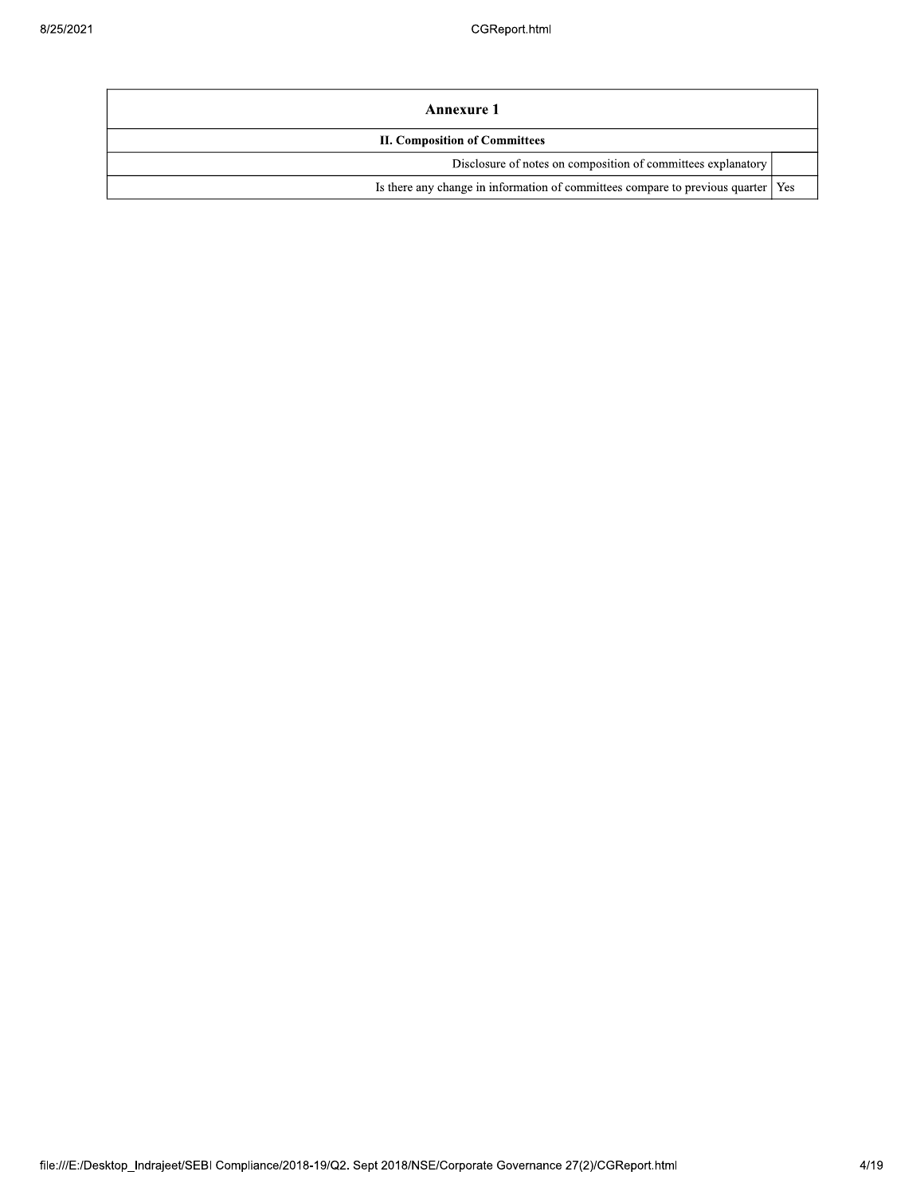| Annexure 1 | |
|---|---|
| **II. Composition of Committees** | |
| Disclosure of notes on composition of committees explanatory | |
| Is there any change in information of committees compare to previous quarter | Yes |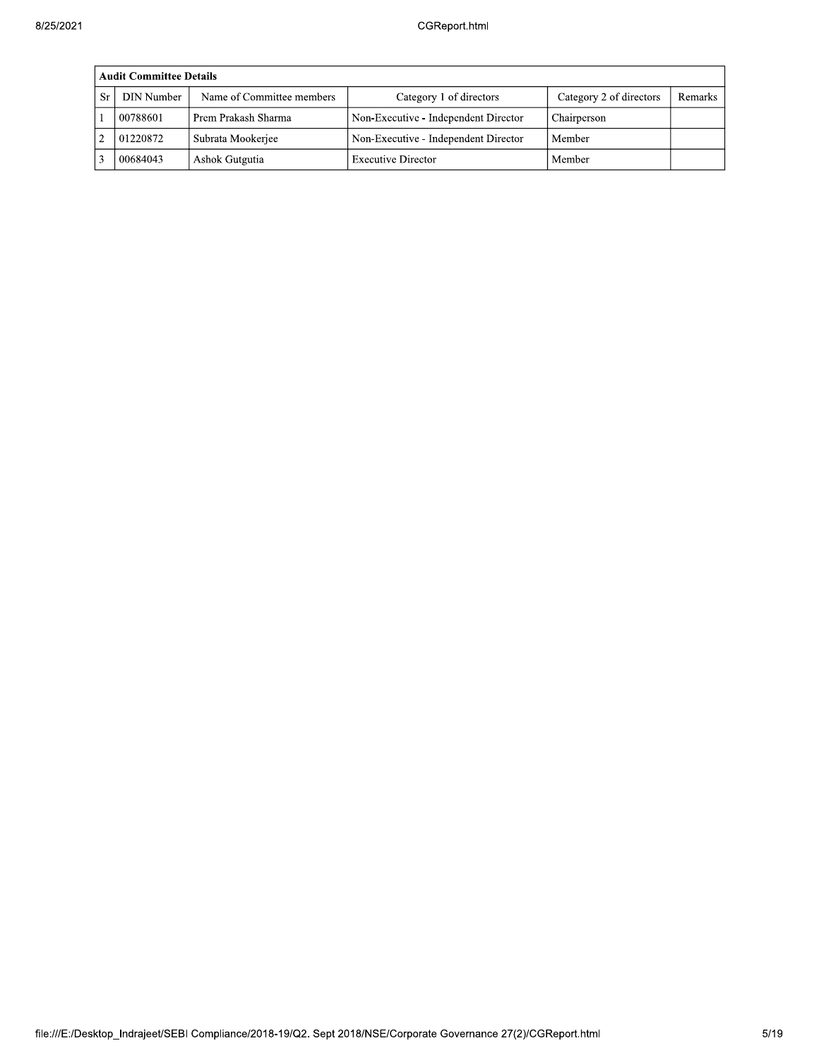| Audit Committee Details | | | | | |
|---|---|---|---|---|---|
| Sr | DIN Number | Name of Committee members | Category 1 of directors | Category 2 of directors | Remarks |
| 1 | 00788601 | Prem Prakash Sharma | Non-Executive - Independent Director | Chairperson | |
| 2 | 01220872 | Subrata Mookerjee | Non-Executive - Independent Director | Member | |
| 3 | 00684043 | Ashok Gutgutia | Executive Director | Member | |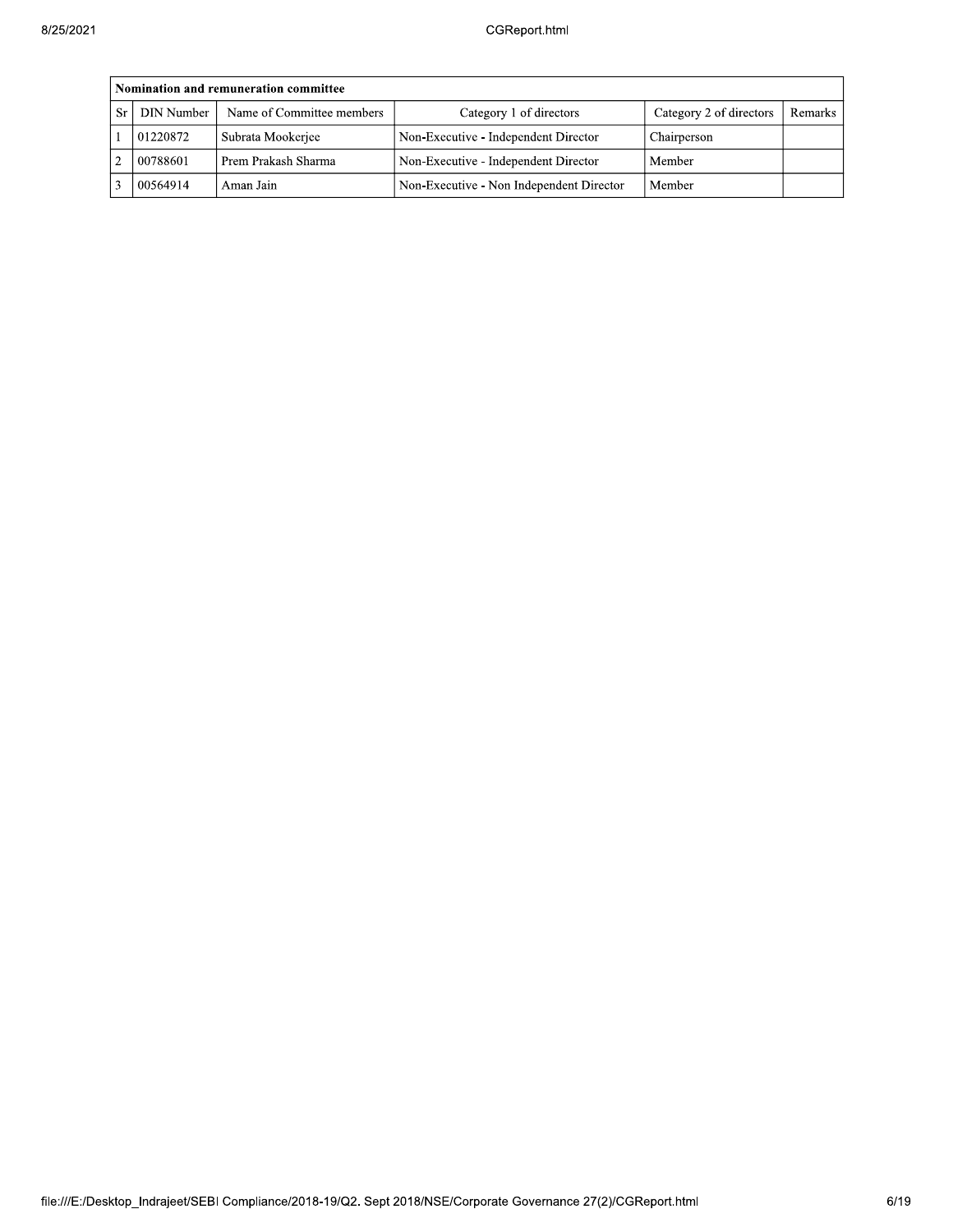| Nomination and remuneration committee | | | | | |
|---|---|---|---|---|---|
| Sr | DIN Number | Name of Committee members | Category 1 of directors | Category 2 of directors | Remarks |
| 1 | 01220872 | Subrata Mookerjee | Non-Executive - Independent Director | Chairperson | |
| 2 | 00788601 | Prem Prakash Sharma | Non-Executive - Independent Director | Member | |
| 3 | 00564914 | Aman Jain | Non-Executive - Non Independent Director | Member | |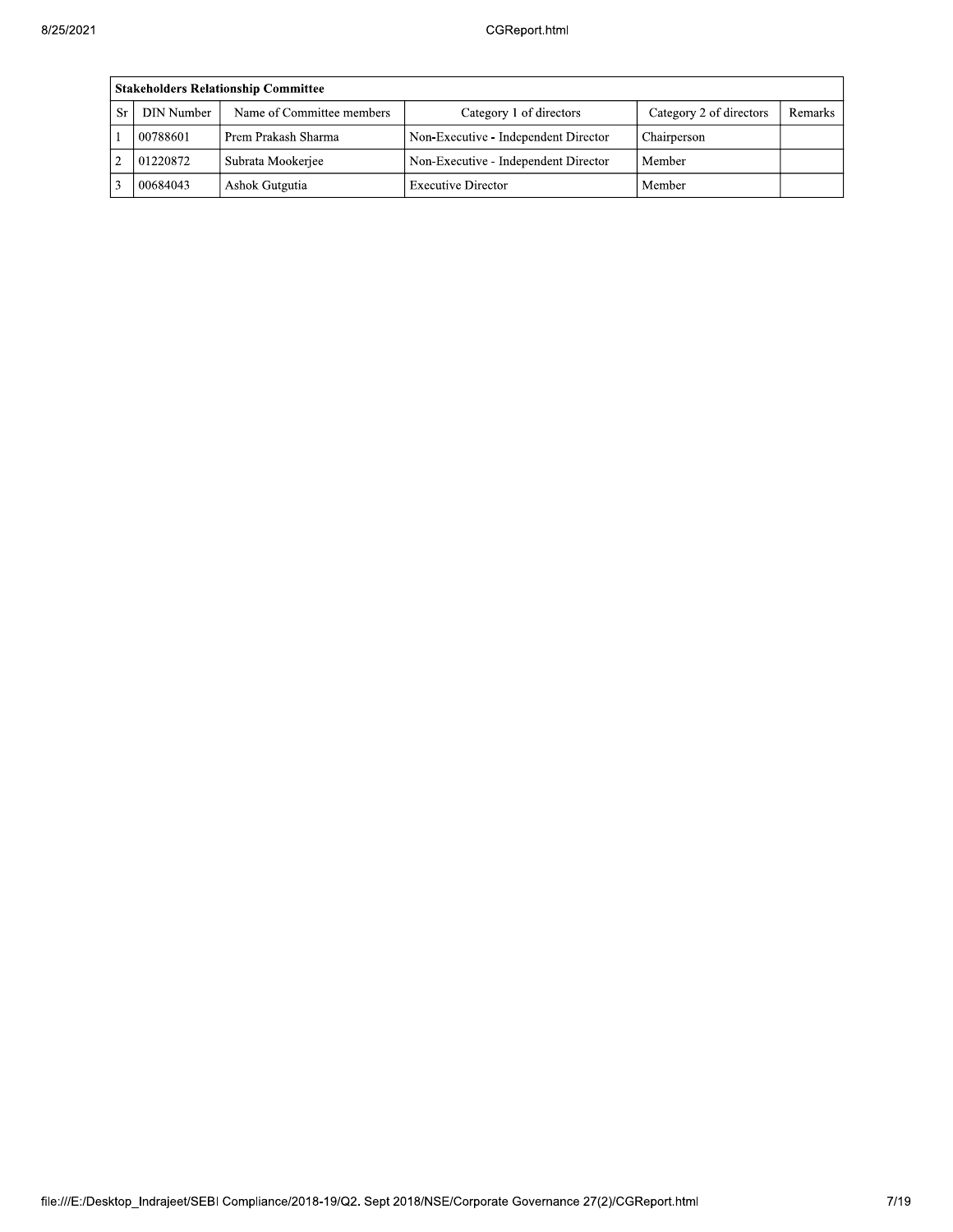| Stakeholders Relationship Committee | | | | | |
|---|---|---|---|---|---|
| Sr | DIN Number | Name of Committee members | Category 1 of directors | Category 2 of directors | Remarks |
| 1 | 00788601 | Prem Prakash Sharma | Non-Executive - Independent Director | Chairperson | |
| 2 | 01220872 | Subrata Mookerjee | Non-Executive - Independent Director | Member | |
| 3 | 00684043 | Ashok Gutgutia | Executive Director | Member | |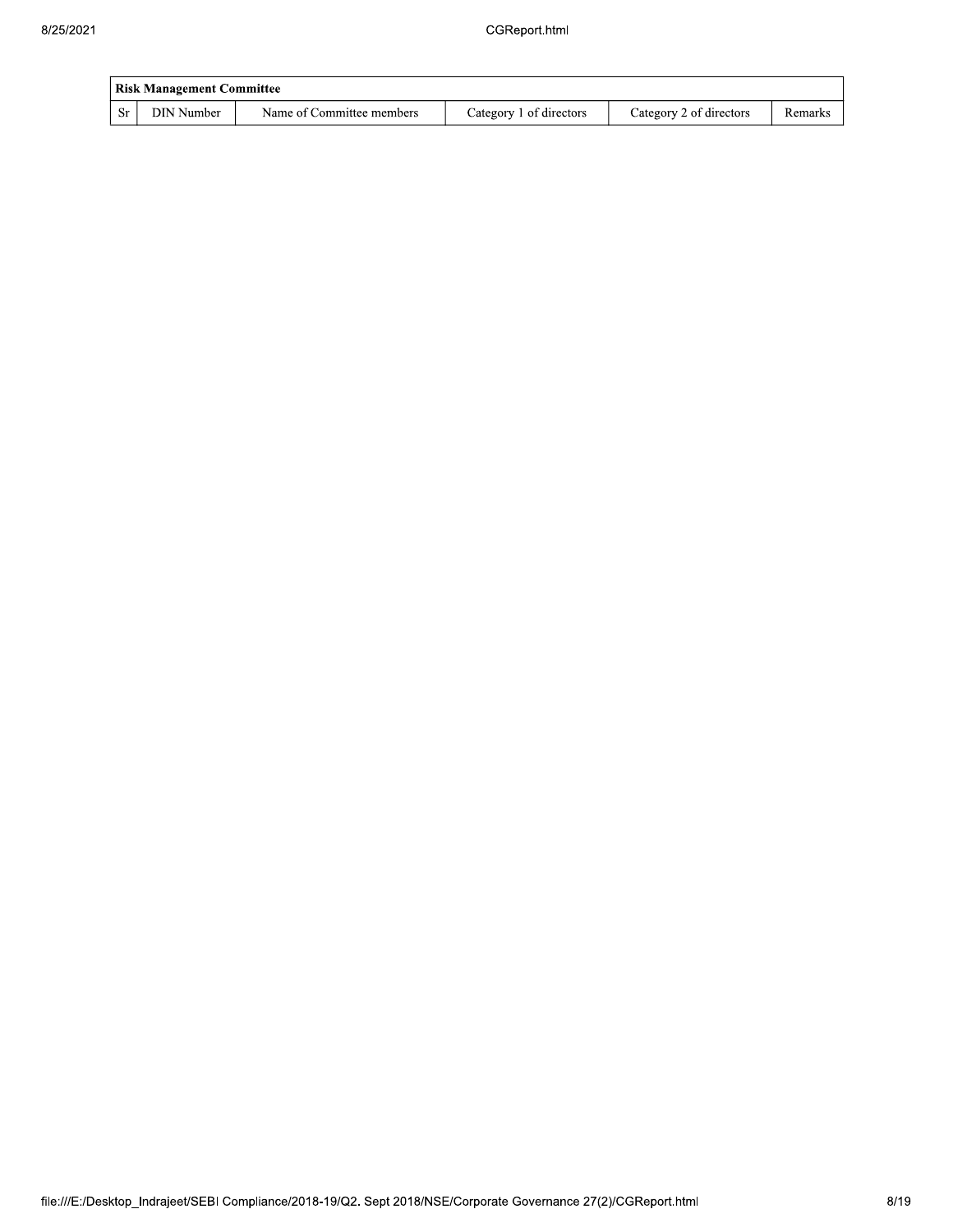| Risk Management Committee | | | | | |
|---|---|---|---|---|---|
| Sr | DIN Number | Name of Committee members | Category 1 of directors | Category 2 of directors | Remarks |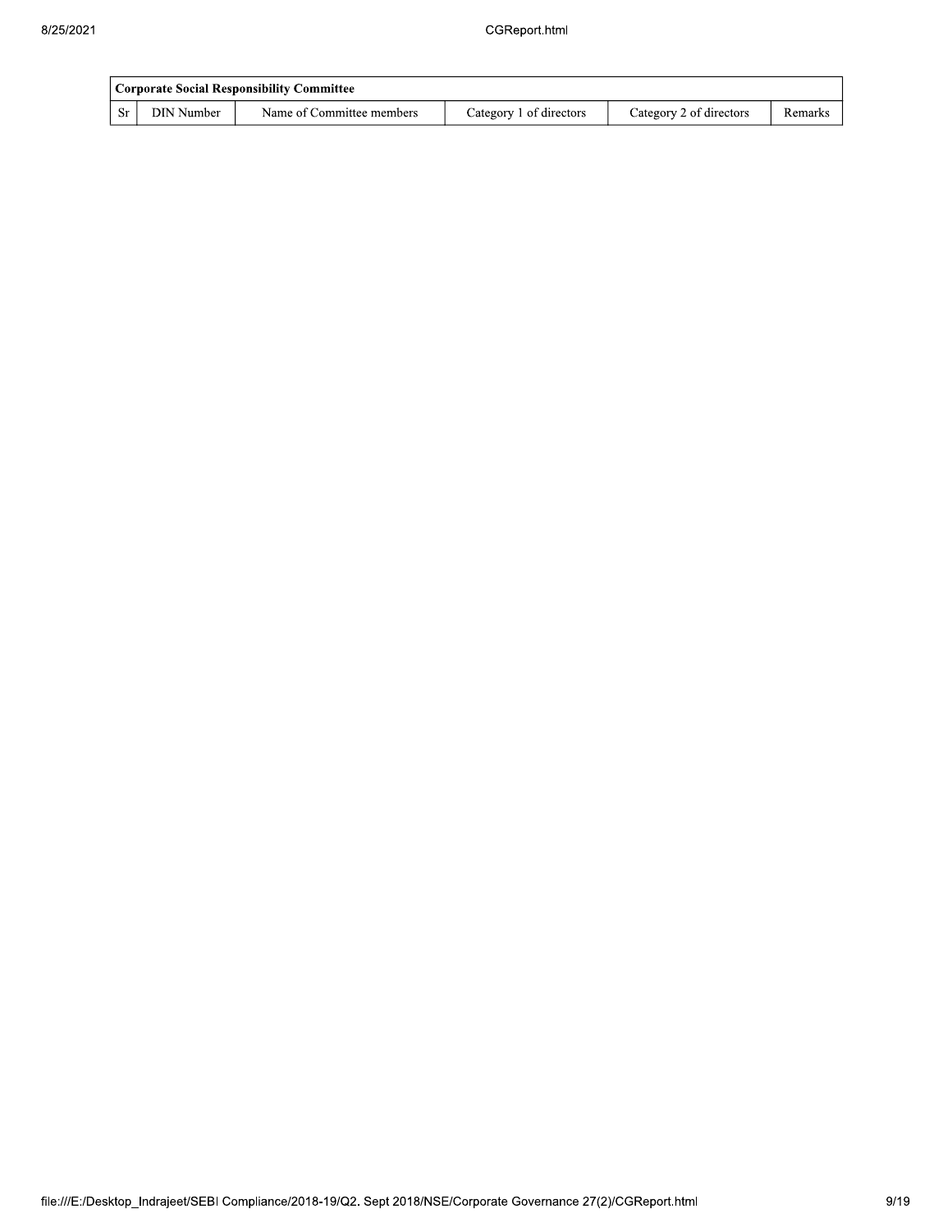| Corporate Social Responsibility Committee | | | | | |
|---|---|---|---|---|---|
| Sr | DIN Number | Name of Committee members | Category 1 of directors | Category 2 of directors | Remarks |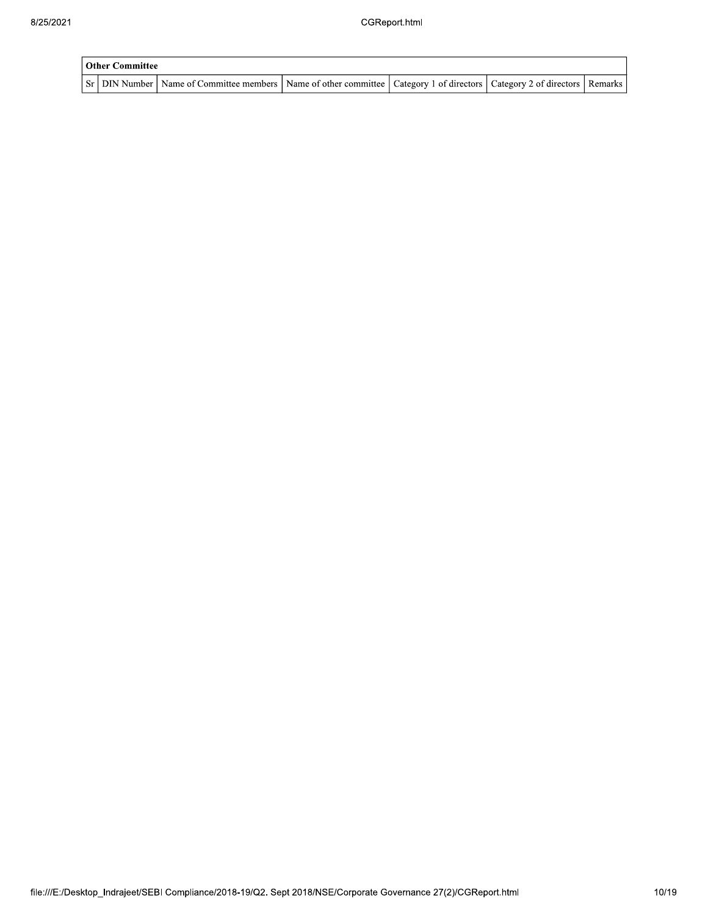| Other Committee | | | | | | |
|---|---|---|---|---|---|---|
| Sr | DIN Number | Name of Committee members | Name of other committee | Category 1 of directors | Category 2 of directors | Remarks |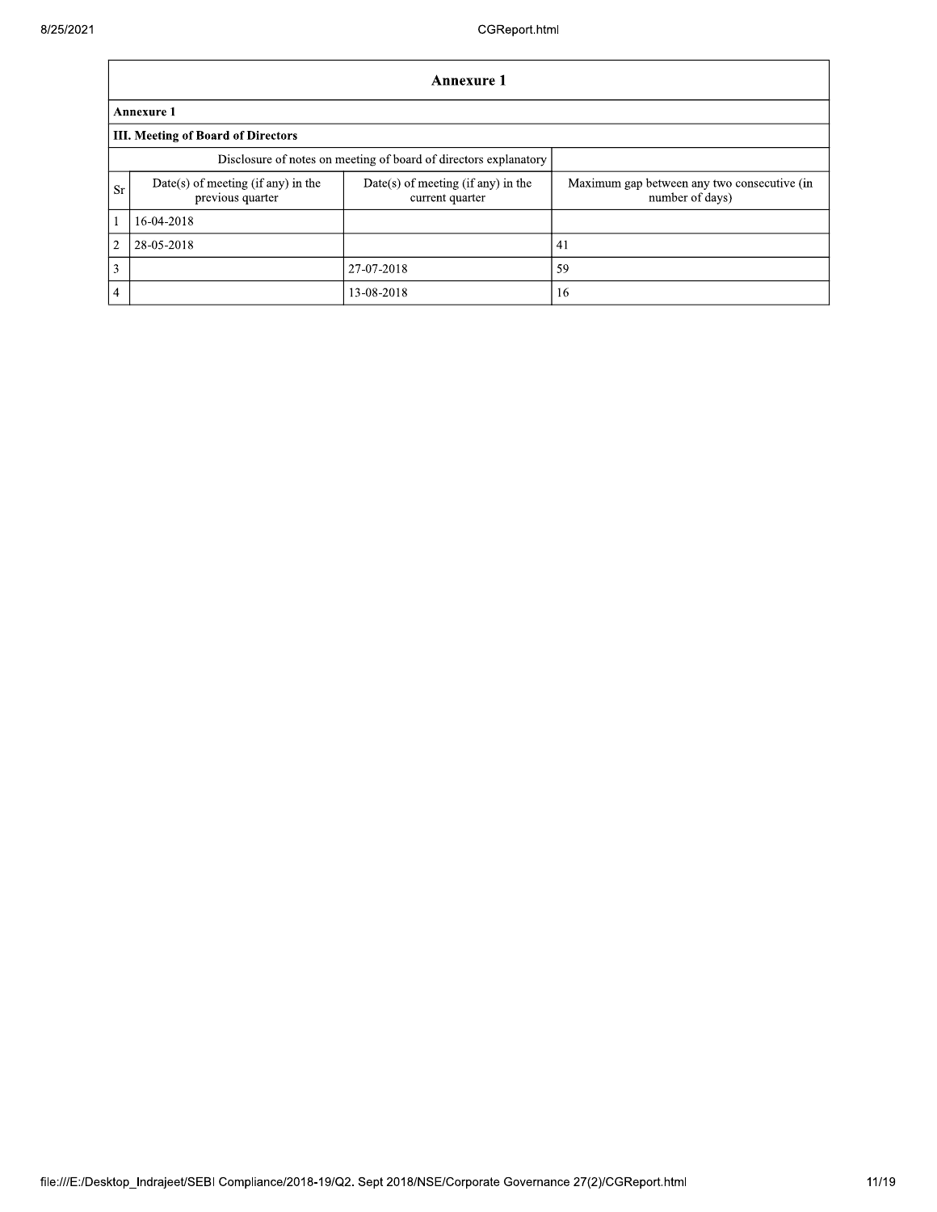## Annexure 1

### Annexure 1

### III. Meeting of Board of Directors

| Disclosure of notes on meeting of board of directors explanatory | | | |
|---|---|---|---|
| Sr | Date(s) of meeting (if any) in the previous quarter | Date(s) of meeting (if any) in the current quarter | Maximum gap between any two consecutive (in number of days) |
| 1 | 16-04-2018 | | |
| 2 | 28-05-2018 | | 41 |
| 3 | | 27-07-2018 | 59 |
| 4 | | 13-08-2018 | 16 |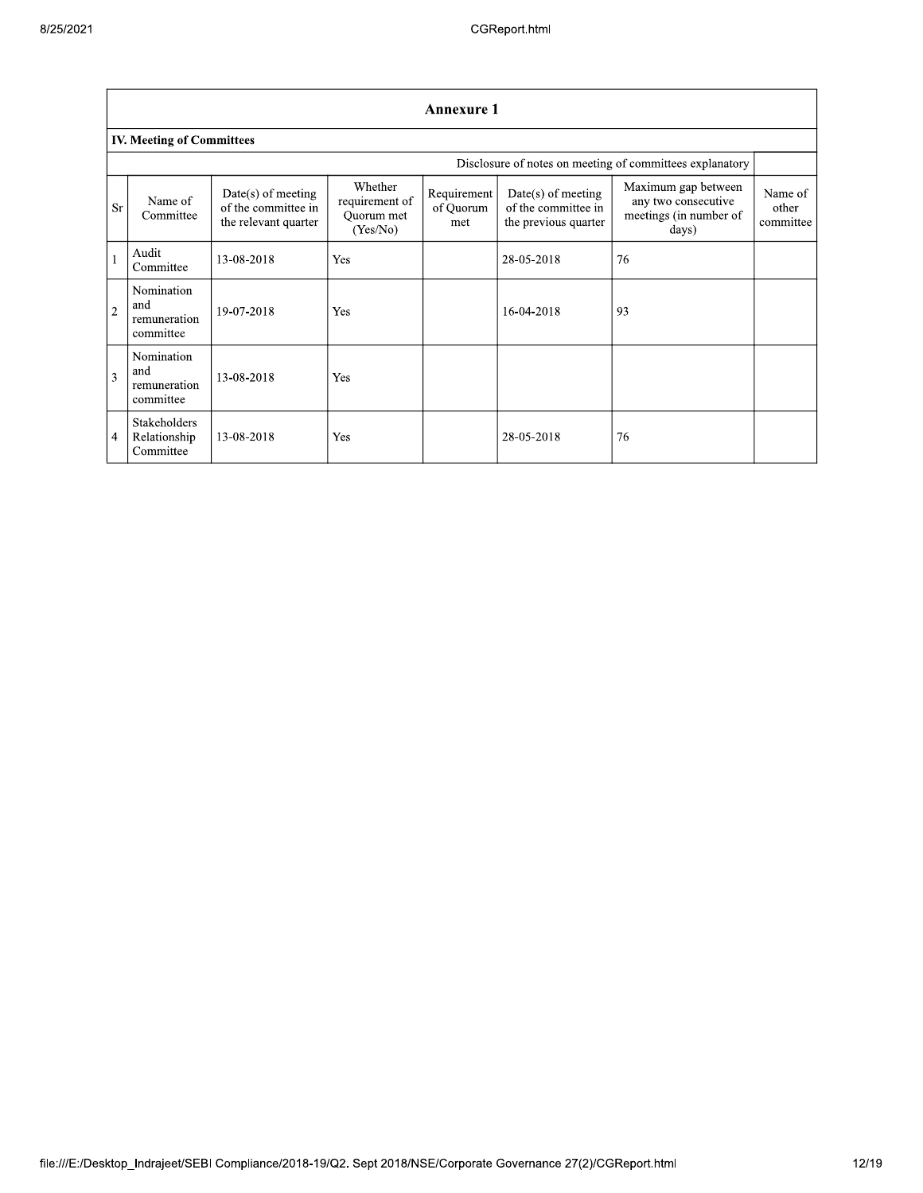## Annexure 1

### IV. Meeting of Committees

Disclosure of notes on meeting of committees explanatory

| Sr | Name of Committee | Date(s) of meeting of the committee in the relevant quarter | Whether requirement of Quorum met (Yes/No) | Requirement of Quorum met | Date(s) of meeting of the committee in the previous quarter | Maximum gap between any two consecutive meetings (in number of days) | Name of other committee |
|---|---|---|---|---|---|---|---|
| 1 | Audit Committee | 13-08-2018 | Yes | | 28-05-2018 | 76 | |
| 2 | Nomination and remuneration committee | 19-07-2018 | Yes | | 16-04-2018 | 93 | |
| 3 | Nomination and remuneration committee | 13-08-2018 | Yes | | | | |
| 4 | Stakeholders Relationship Committee | 13-08-2018 | Yes | | 28-05-2018 | 76 | |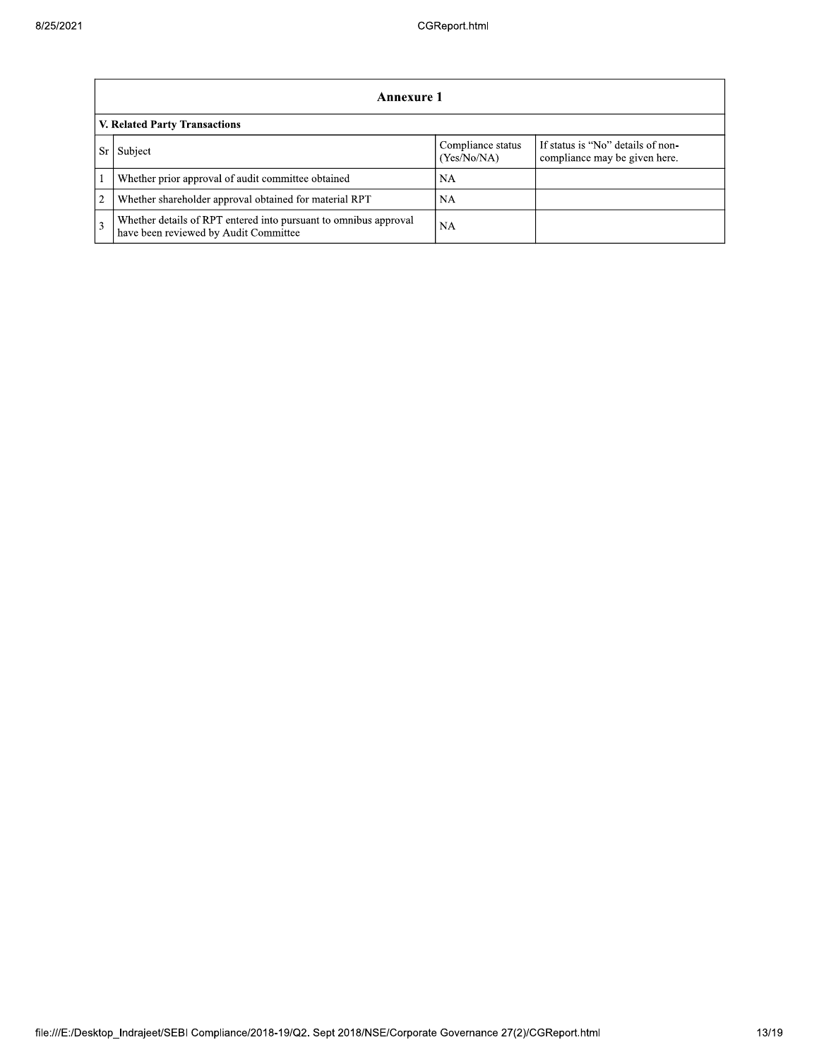| Annexure 1 | | | |
|---|---|---|---|
| **V. Related Party Transactions** | | | |
| Sr | Subject | Compliance status (Yes/No/NA) | If status is "No" details of non-compliance may be given here. |
| 1 | Whether prior approval of audit committee obtained | NA | |
| 2 | Whether shareholder approval obtained for material RPT | NA | |
| 3 | Whether details of RPT entered into pursuant to omnibus approval have been reviewed by Audit Committee | NA | |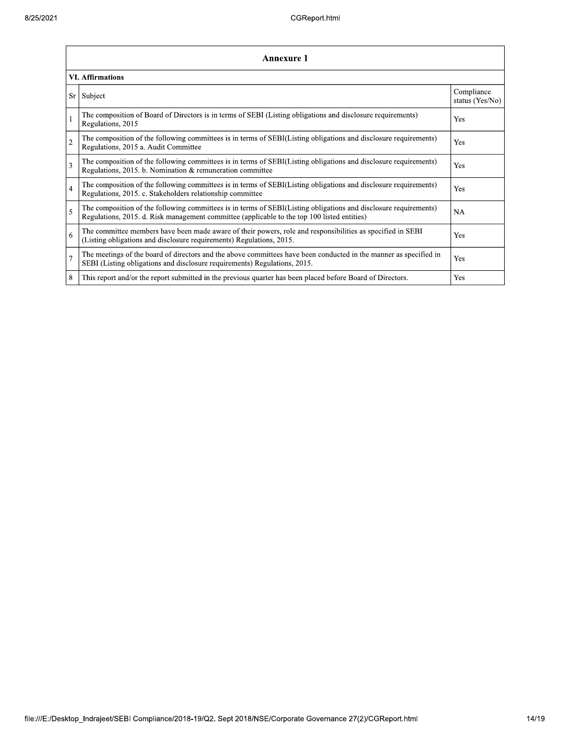## Annexure 1

### VI. Affirmations

| Sr | Subject | Compliance status (Yes/No) |
|---|---|---|
| 1 | The composition of Board of Directors is in terms of SEBI (Listing obligations and disclosure requirements) Regulations, 2015 | Yes |
| 2 | The composition of the following committees is in terms of SEBI(Listing obligations and disclosure requirements) Regulations, 2015 a. Audit Committee | Yes |
| 3 | The composition of the following committees is in terms of SEBI(Listing obligations and disclosure requirements) Regulations, 2015. b. Nomination & remuneration committee | Yes |
| 4 | The composition of the following committees is in terms of SEBI(Listing obligations and disclosure requirements) Regulations, 2015. c. Stakeholders relationship committee | Yes |
| 5 | The composition of the following committees is in terms of SEBI(Listing obligations and disclosure requirements) Regulations, 2015. d. Risk management committee (applicable to the top 100 listed entities) | NA |
| 6 | The committee members have been made aware of their powers, role and responsibilities as specified in SEBI (Listing obligations and disclosure requirements) Regulations, 2015. | Yes |
| 7 | The meetings of the board of directors and the above committees have been conducted in the manner as specified in SEBI (Listing obligations and disclosure requirements) Regulations, 2015. | Yes |
| 8 | This report and/or the report submitted in the previous quarter has been placed before Board of Directors. | Yes |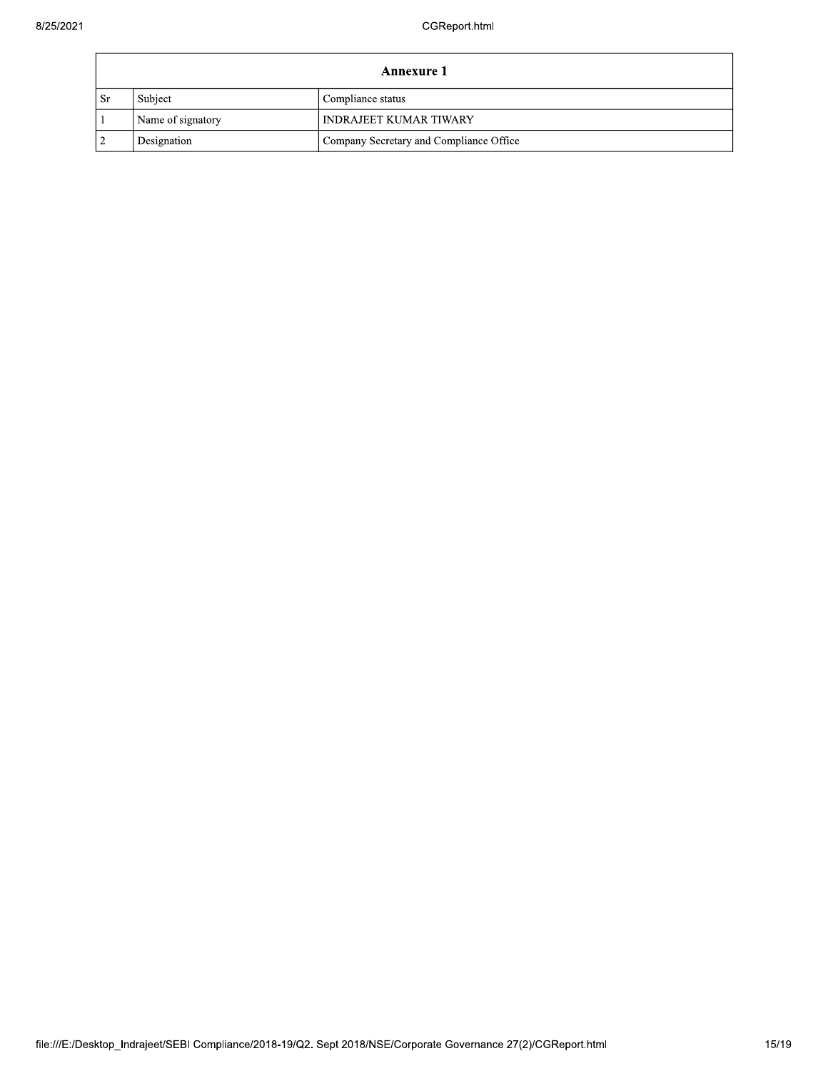| Annexure 1 | | |
|---|---|---|
| Sr | Subject | Compliance status |
| 1 | Name of signatory | INDRAJEET KUMAR TIWARY |
| 2 | Designation | Company Secretary and Compliance Office |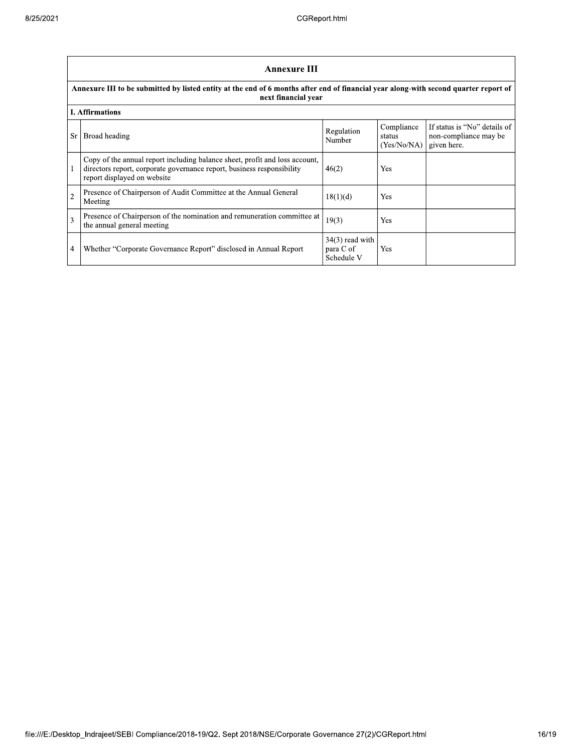## Annexure III

**Annexure III to be submitted by listed entity at the end of 6 months after end of financial year along-with second quarter report of next financial year**

**I. Affirmations**

| Sr | Broad heading | Regulation Number | Compliance status (Yes/No/NA) | If status is "No" details of non-compliance may be given here. |
|---|---|---|---|---|
| 1 | Copy of the annual report including balance sheet, profit and loss account, directors report, corporate governance report, business responsibility report displayed on website | 46(2) | Yes | |
| 2 | Presence of Chairperson of Audit Committee at the Annual General Meeting | 18(1)(d) | Yes | |
| 3 | Presence of Chairperson of the nomination and remuneration committee at the annual general meeting | 19(3) | Yes | |
| 4 | Whether "Corporate Governance Report" disclosed in Annual Report | 34(3) read with para C of Schedule V | Yes | |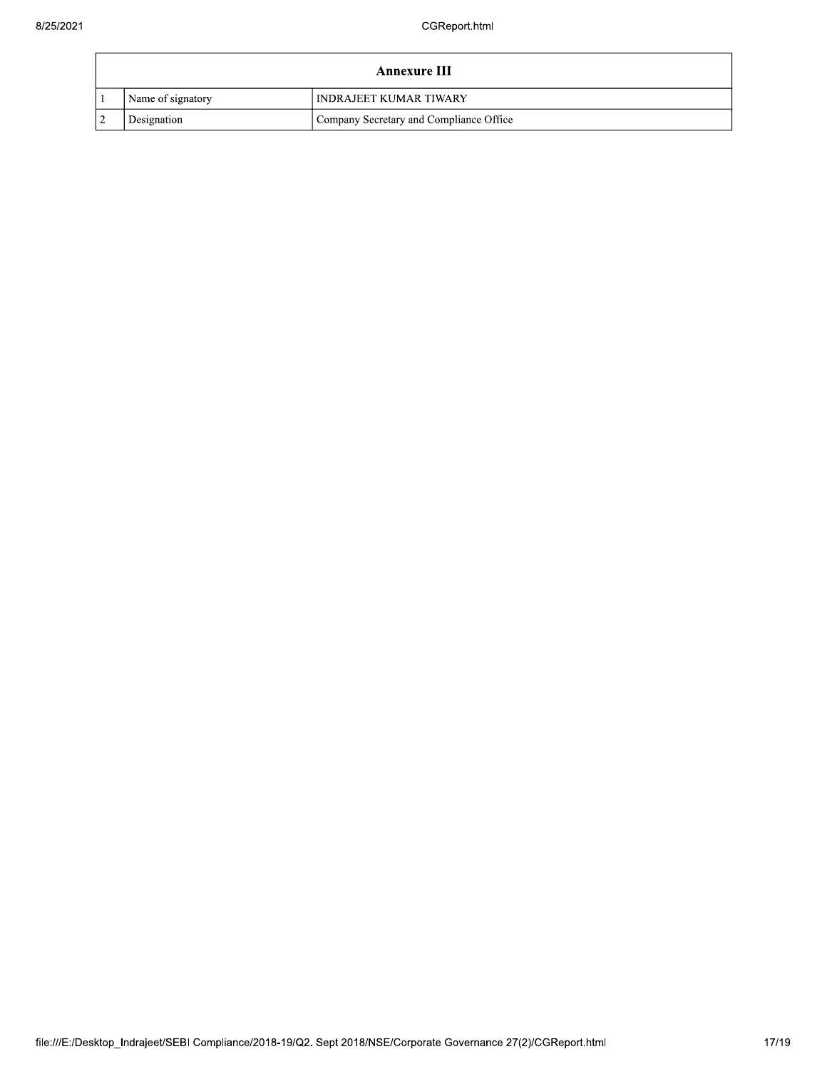| Annexure III | | |
|---|---|---|
| 1 | Name of signatory | INDRAJEET KUMAR TIWARY |
| 2 | Designation | Company Secretary and Compliance Office |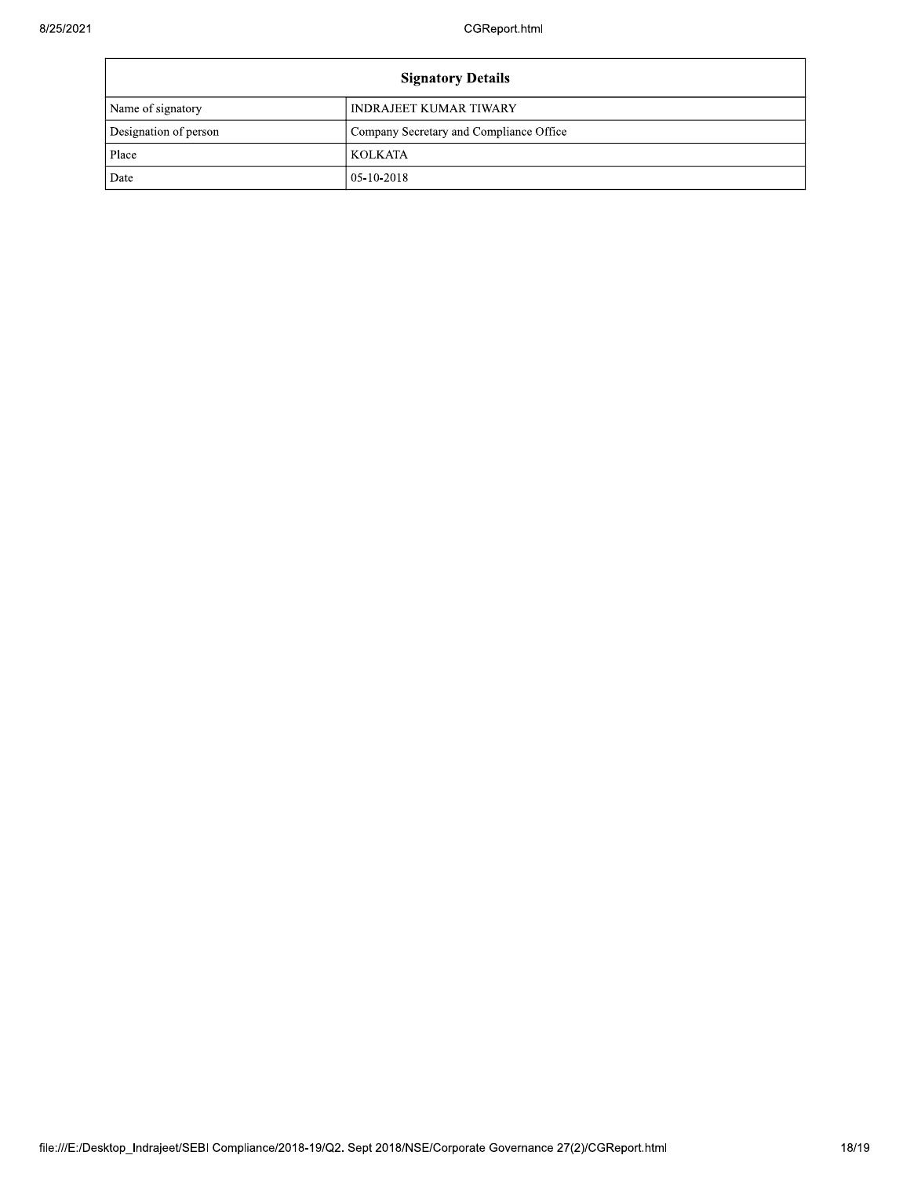| Signatory Details | |
| --- | --- |
| Name of signatory | INDRAJEET KUMAR TIWARY |
| Designation of person | Company Secretary and Compliance Office |
| Place | KOLKATA |
| Date | 05-10-2018 |